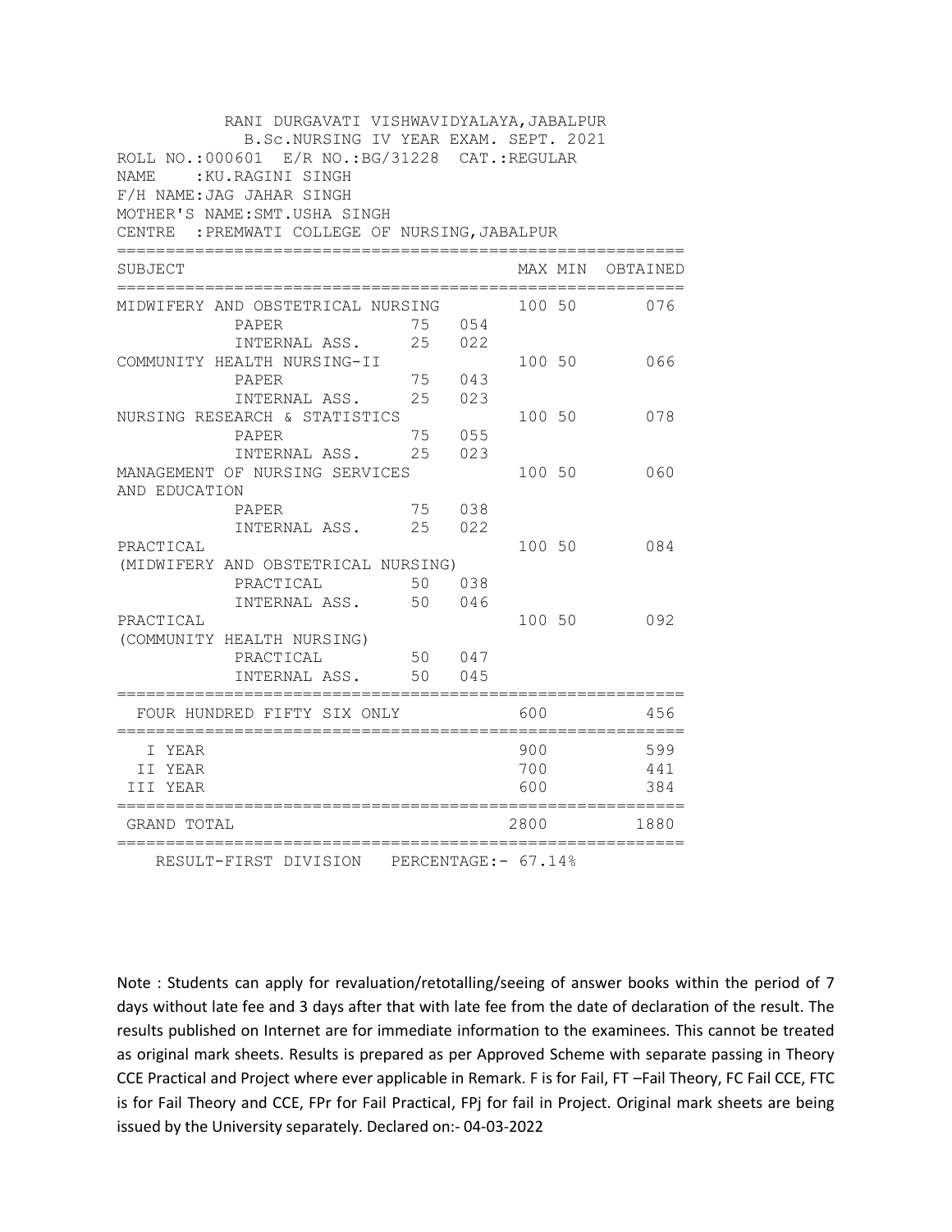RANI DURGAVATI VISHWAVIDYALAYA,JABALPUR

B.Sc.NURSING IV YEAR EXAM. SEPT. 2021

ROLL NO.:000601 E/R NO.:BG/31228 CAT.:REGULAR

NAME :KU.RAGINI SINGH

F/H NAME:JAG JAHAR SINGH

MOTHER'S NAME:SMT.USHA SINGH

CENTRE :PREMWATI COLLEGE OF NURSING,JABALPUR

| SUBJECT | | | MAX | MIN | OBTAINED |
|---|---|---|---|---|---|
| MIDWIFERY AND OBSTETRICAL NURSING | | | 100 | 50 | 076 |
| PAPER | 75 | 054 | | | |
| INTERNAL ASS. | 25 | 022 | | | |
| COMMUNITY HEALTH NURSING-II | | | 100 | 50 | 066 |
| PAPER | 75 | 043 | | | |
| INTERNAL ASS. | 25 | 023 | | | |
| NURSING RESEARCH & STATISTICS | | | 100 | 50 | 078 |
| PAPER | 75 | 055 | | | |
| INTERNAL ASS. | 25 | 023 | | | |
| MANAGEMENT OF NURSING SERVICES AND EDUCATION | | | 100 | 50 | 060 |
| PAPER | 75 | 038 | | | |
| INTERNAL ASS. | 25 | 022 | | | |
| PRACTICAL (MIDWIFERY AND OBSTETRICAL NURSING) | | | 100 | 50 | 084 |
| PRACTICAL | 50 | 038 | | | |
| INTERNAL ASS. | 50 | 046 | | | |
| PRACTICAL (COMMUNITY HEALTH NURSING) | | | 100 | 50 | 092 |
| PRACTICAL | 50 | 047 | | | |
| INTERNAL ASS. | 50 | 045 | | | |
| FOUR HUNDRED FIFTY SIX ONLY | | | 600 | | 456 |
| I YEAR | | | 900 | | 599 |
| II YEAR | | | 700 | | 441 |
| III YEAR | | | 600 | | 384 |
| GRAND TOTAL | | | 2800 | | 1880 |

RESULT-FIRST DIVISION PERCENTAGE:- 67.14%

Note : Students can apply for revaluation/retotalling/seeing of answer books within the period of 7 days without late fee and 3 days after that with late fee from the date of declaration of the result. The results published on Internet are for immediate information to the examinees. This cannot be treated as original mark sheets. Results is prepared as per Approved Scheme with separate passing in Theory CCE Practical and Project where ever applicable in Remark. F is for Fail, FT –Fail Theory, FC Fail CCE, FTC is for Fail Theory and CCE, FPr for Fail Practical, FPj for fail in Project. Original mark sheets are being issued by the University separately. Declared on:- 04-03-2022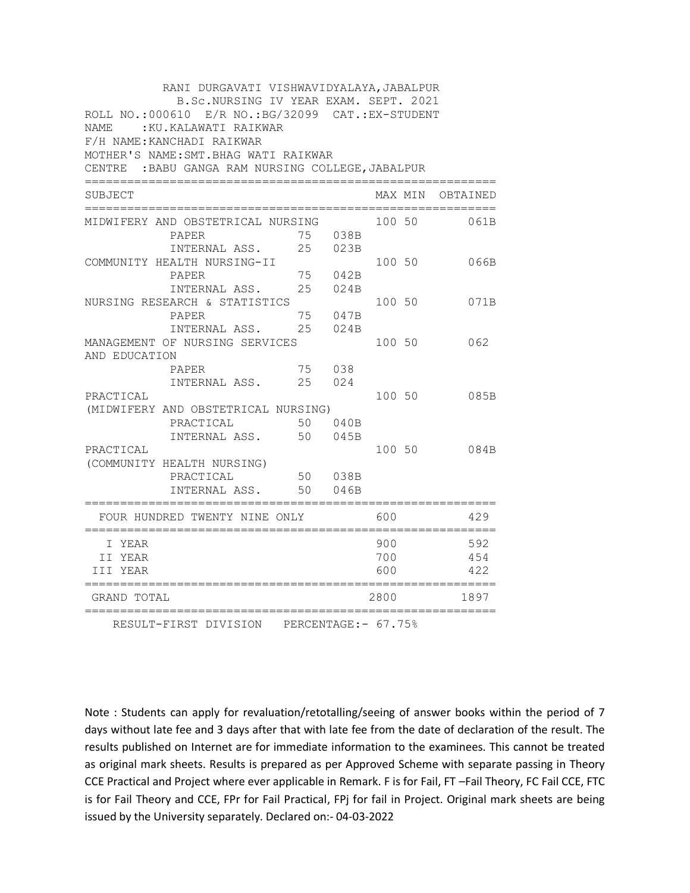RANI DURGAVATI VISHWAVIDYALAYA,JABALPUR

B.Sc.NURSING IV YEAR EXAM. SEPT. 2021

ROLL NO.:000610 E/R NO.:BG/32099 CAT.:EX-STUDENT

NAME :KU.KALAWATI RAIKWAR

F/H NAME:KANCHADI RAIKWAR

MOTHER'S NAME:SMT.BHAG WATI RAIKWAR

CENTRE :BABU GANGA RAM NURSING COLLEGE,JABALPUR

| SUBJECT | | | MAX | MIN | OBTAINED |
|---|---|---|---|---|---|
| MIDWIFERY AND OBSTETRICAL NURSING | | | 100 | 50 | 061B |
| PAPER | 75 | 038B | | | |
| INTERNAL ASS. | 25 | 023B | | | |
| COMMUNITY HEALTH NURSING-II | | | 100 | 50 | 066B |
| PAPER | 75 | 042B | | | |
| INTERNAL ASS. | 25 | 024B | | | |
| NURSING RESEARCH & STATISTICS | | | 100 | 50 | 071B |
| PAPER | 75 | 047B | | | |
| INTERNAL ASS. | 25 | 024B | | | |
| MANAGEMENT OF NURSING SERVICES AND EDUCATION | | | 100 | 50 | 062 |
| PAPER | 75 | 038 | | | |
| INTERNAL ASS. | 25 | 024 | | | |
| PRACTICAL (MIDWIFERY AND OBSTETRICAL NURSING) | | | 100 | 50 | 085B |
| PRACTICAL | 50 | 040B | | | |
| INTERNAL ASS. | 50 | 045B | | | |
| PRACTICAL (COMMUNITY HEALTH NURSING) | | | 100 | 50 | 084B |
| PRACTICAL | 50 | 038B | | | |
| INTERNAL ASS. | 50 | 046B | | | |
| FOUR HUNDRED TWENTY NINE ONLY | | | 600 | | 429 |
| I YEAR | | | 900 | | 592 |
| II YEAR | | | 700 | | 454 |
| III YEAR | | | 600 | | 422 |
| GRAND TOTAL | | | 2800 | | 1897 |

RESULT-FIRST DIVISION PERCENTAGE:- 67.75%

Note : Students can apply for revaluation/retotalling/seeing of answer books within the period of 7 days without late fee and 3 days after that with late fee from the date of declaration of the result. The results published on Internet are for immediate information to the examinees. This cannot be treated as original mark sheets. Results is prepared as per Approved Scheme with separate passing in Theory CCE Practical and Project where ever applicable in Remark. F is for Fail, FT –Fail Theory, FC Fail CCE, FTC is for Fail Theory and CCE, FPr for Fail Practical, FPj for fail in Project. Original mark sheets are being issued by the University separately. Declared on:- 04-03-2022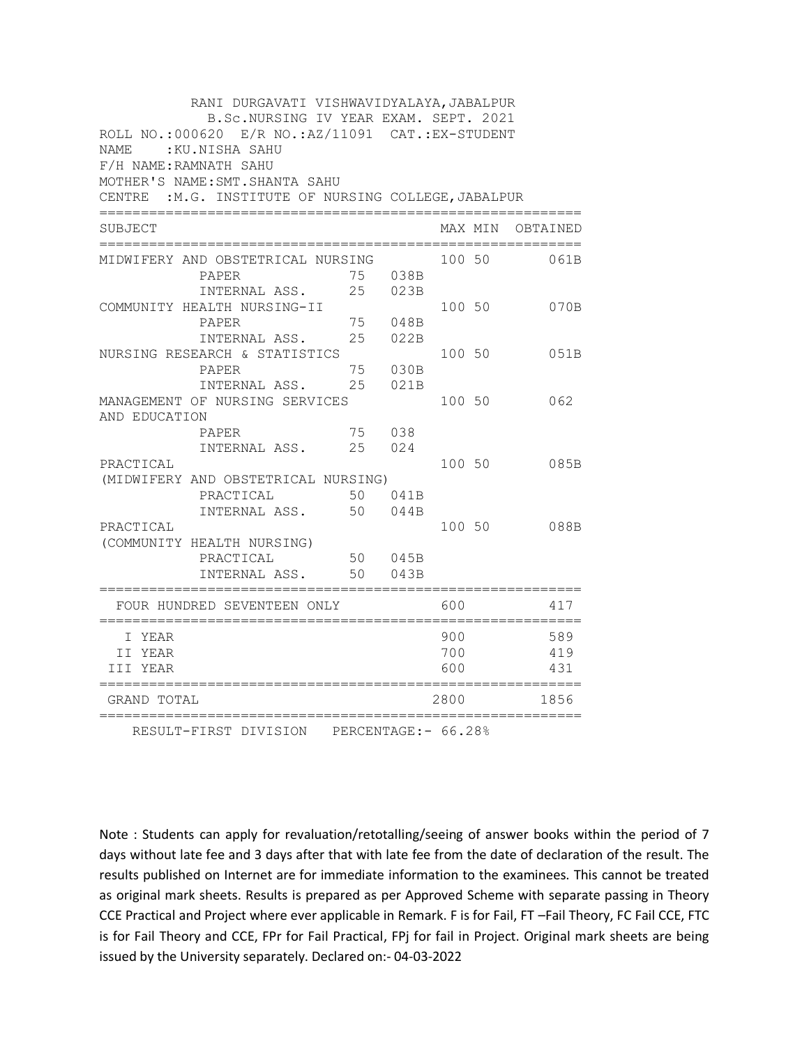RANI DURGAVATI VISHWAVIDYALAYA,JABALPUR

B.Sc.NURSING IV YEAR EXAM. SEPT. 2021

ROLL NO.:000620 E/R NO.:AZ/11091 CAT.:EX-STUDENT

NAME :KU.NISHA SAHU

F/H NAME:RAMNATH SAHU

MOTHER'S NAME:SMT.SHANTA SAHU

CENTRE :M.G. INSTITUTE OF NURSING COLLEGE,JABALPUR

| SUBJECT | | | MAX | MIN | OBTAINED |
|---|---|---|---|---|---|
| MIDWIFERY AND OBSTETRICAL NURSING | | | 100 | 50 | 061B |
| PAPER | 75 | 038B | | | |
| INTERNAL ASS. | 25 | 023B | | | |
| COMMUNITY HEALTH NURSING-II | | | 100 | 50 | 070B |
| PAPER | 75 | 048B | | | |
| INTERNAL ASS. | 25 | 022B | | | |
| NURSING RESEARCH & STATISTICS | | | 100 | 50 | 051B |
| PAPER | 75 | 030B | | | |
| INTERNAL ASS. | 25 | 021B | | | |
| MANAGEMENT OF NURSING SERVICES AND EDUCATION | | | 100 | 50 | 062 |
| PAPER | 75 | 038 | | | |
| INTERNAL ASS. | 25 | 024 | | | |
| PRACTICAL (MIDWIFERY AND OBSTETRICAL NURSING) | | | 100 | 50 | 085B |
| PRACTICAL | 50 | 041B | | | |
| INTERNAL ASS. | 50 | 044B | | | |
| PRACTICAL (COMMUNITY HEALTH NURSING) | | | 100 | 50 | 088B |
| PRACTICAL | 50 | 045B | | | |
| INTERNAL ASS. | 50 | 043B | | | |
| FOUR HUNDRED SEVENTEEN ONLY | | | 600 | | 417 |
| I YEAR | | | 900 | | 589 |
| II YEAR | | | 700 | | 419 |
| III YEAR | | | 600 | | 431 |
| GRAND TOTAL | | | 2800 | | 1856 |

RESULT-FIRST DIVISION PERCENTAGE:- 66.28%

Note : Students can apply for revaluation/retotalling/seeing of answer books within the period of 7 days without late fee and 3 days after that with late fee from the date of declaration of the result. The results published on Internet are for immediate information to the examinees. This cannot be treated as original mark sheets. Results is prepared as per Approved Scheme with separate passing in Theory CCE Practical and Project where ever applicable in Remark. F is for Fail, FT –Fail Theory, FC Fail CCE, FTC is for Fail Theory and CCE, FPr for Fail Practical, FPj for fail in Project. Original mark sheets are being issued by the University separately. Declared on:- 04-03-2022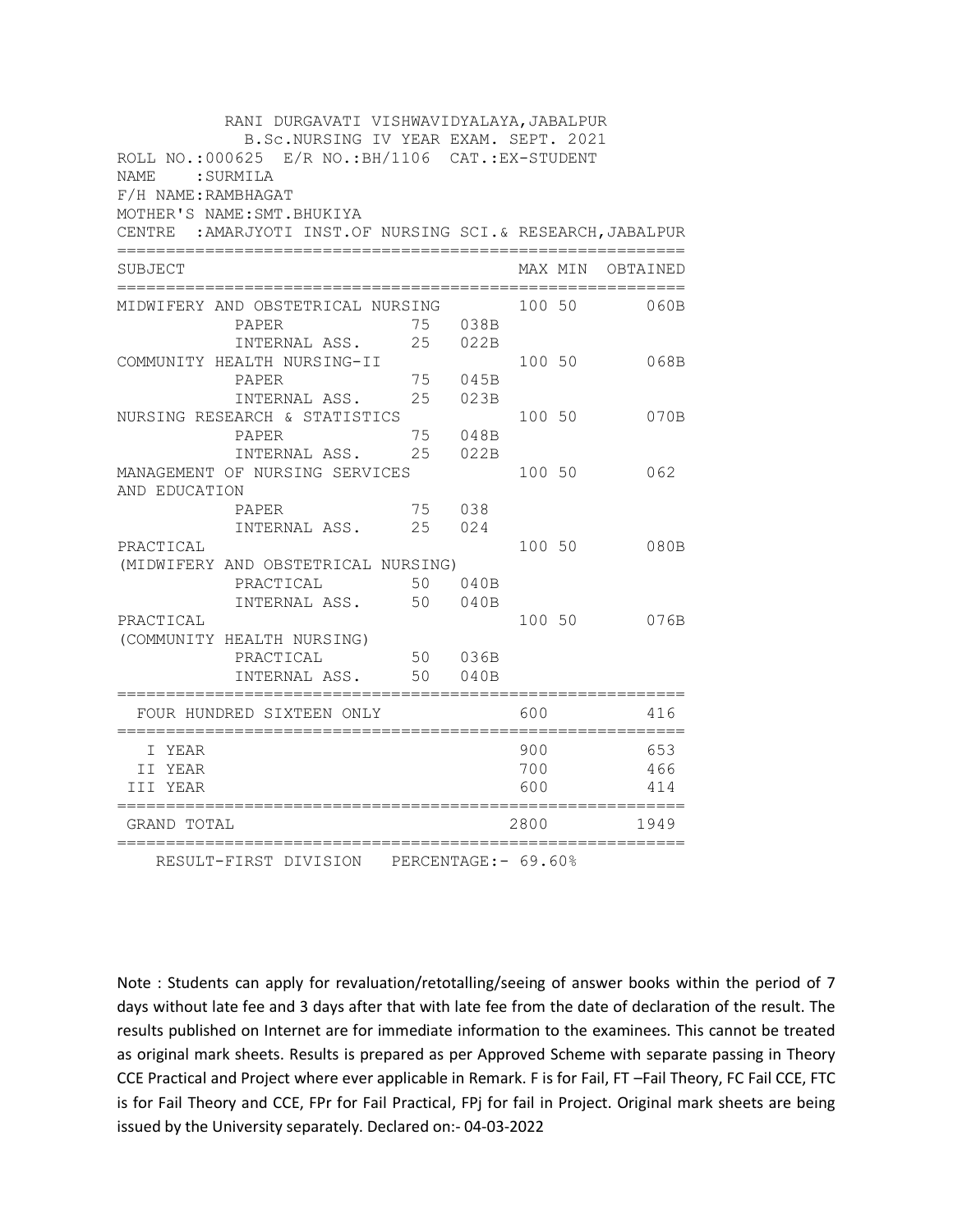RANI DURGAVATI VISHWAVIDYALAYA,JABALPUR

B.Sc.NURSING IV YEAR EXAM. SEPT. 2021

ROLL NO.:000625 E/R NO.:BH/1106 CAT.:EX-STUDENT

NAME :SURMILA

F/H NAME:RAMBHAGAT

MOTHER'S NAME:SMT.BHUKIYA

CENTRE :AMARJYOTI INST.OF NURSING SCI.& RESEARCH,JABALPUR

| SUBJECT | | | MAX | MIN | OBTAINED |
|---|---|---|---|---|---|
| MIDWIFERY AND OBSTETRICAL NURSING | | | 100 | 50 | 060B |
| PAPER | 75 | 038B | | | |
| INTERNAL ASS. | 25 | 022B | | | |
| COMMUNITY HEALTH NURSING-II | | | 100 | 50 | 068B |
| PAPER | 75 | 045B | | | |
| INTERNAL ASS. | 25 | 023B | | | |
| NURSING RESEARCH & STATISTICS | | | 100 | 50 | 070B |
| PAPER | 75 | 048B | | | |
| INTERNAL ASS. | 25 | 022B | | | |
| MANAGEMENT OF NURSING SERVICES AND EDUCATION | | | 100 | 50 | 062 |
| PAPER | 75 | 038 | | | |
| INTERNAL ASS. | 25 | 024 | | | |
| PRACTICAL (MIDWIFERY AND OBSTETRICAL NURSING) | | | 100 | 50 | 080B |
| PRACTICAL | 50 | 040B | | | |
| INTERNAL ASS. | 50 | 040B | | | |
| PRACTICAL (COMMUNITY HEALTH NURSING) | | | 100 | 50 | 076B |
| PRACTICAL | 50 | 036B | | | |
| INTERNAL ASS. | 50 | 040B | | | |
| FOUR HUNDRED SIXTEEN ONLY | | | 600 | | 416 |
| I YEAR | | | 900 | | 653 |
| II YEAR | | | 700 | | 466 |
| III YEAR | | | 600 | | 414 |
| GRAND TOTAL | | | 2800 | | 1949 |

RESULT-FIRST DIVISION PERCENTAGE:- 69.60%

Note : Students can apply for revaluation/retotalling/seeing of answer books within the period of 7 days without late fee and 3 days after that with late fee from the date of declaration of the result. The results published on Internet are for immediate information to the examinees. This cannot be treated as original mark sheets. Results is prepared as per Approved Scheme with separate passing in Theory CCE Practical and Project where ever applicable in Remark. F is for Fail, FT –Fail Theory, FC Fail CCE, FTC is for Fail Theory and CCE, FPr for Fail Practical, FPj for fail in Project. Original mark sheets are being issued by the University separately. Declared on:- 04-03-2022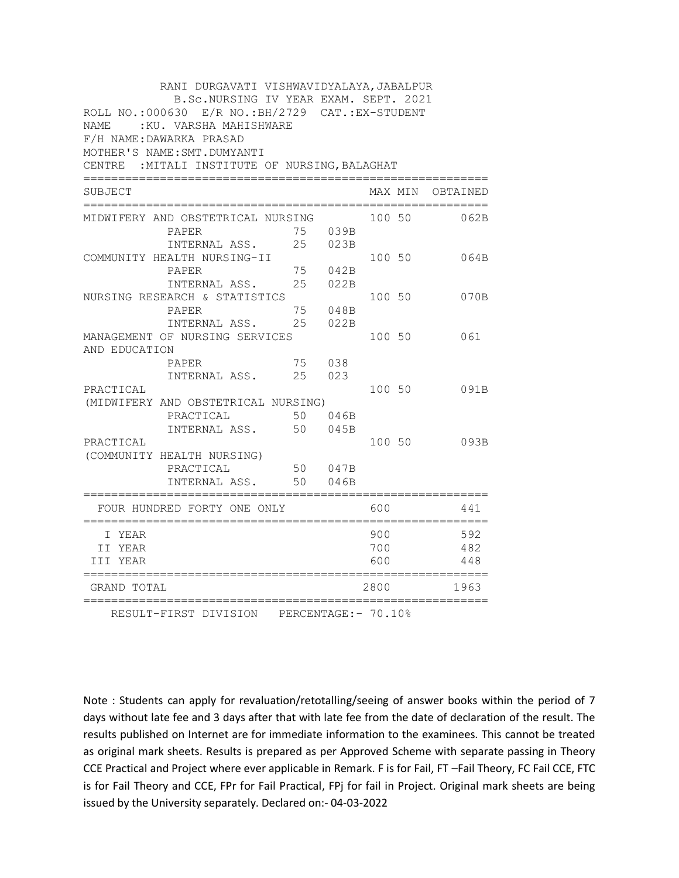RANI DURGAVATI VISHWAVIDYALAYA,JABALPUR
B.Sc.NURSING IV YEAR EXAM. SEPT. 2021

ROLL NO.:000630 E/R NO.:BH/2729 CAT.:EX-STUDENT
NAME :KU. VARSHA MAHISHWARE
F/H NAME:DAWARKA PRASAD
MOTHER'S NAME:SMT.DUMYANTI
CENTRE :MITALI INSTITUTE OF NURSING,BALAGHAT

| SUBJECT | | | MAX | MIN | OBTAINED |
|---|---|---|---|---|---|
| MIDWIFERY AND OBSTETRICAL NURSING | | | 100 | 50 | 062B |
| PAPER | 75 | 039B | | | |
| INTERNAL ASS. | 25 | 023B | | | |
| COMMUNITY HEALTH NURSING-II | | | 100 | 50 | 064B |
| PAPER | 75 | 042B | | | |
| INTERNAL ASS. | 25 | 022B | | | |
| NURSING RESEARCH & STATISTICS | | | 100 | 50 | 070B |
| PAPER | 75 | 048B | | | |
| INTERNAL ASS. | 25 | 022B | | | |
| MANAGEMENT OF NURSING SERVICES AND EDUCATION | | | 100 | 50 | 061 |
| PAPER | 75 | 038 | | | |
| INTERNAL ASS. | 25 | 023 | | | |
| PRACTICAL (MIDWIFERY AND OBSTETRICAL NURSING) | | | 100 | 50 | 091B |
| PRACTICAL | 50 | 046B | | | |
| INTERNAL ASS. | 50 | 045B | | | |
| PRACTICAL (COMMUNITY HEALTH NURSING) | | | 100 | 50 | 093B |
| PRACTICAL | 50 | 047B | | | |
| INTERNAL ASS. | 50 | 046B | | | |
| FOUR HUNDRED FORTY ONE ONLY | | | 600 | | 441 |
| I YEAR | | | 900 | | 592 |
| II YEAR | | | 700 | | 482 |
| III YEAR | | | 600 | | 448 |
| GRAND TOTAL | | | 2800 | | 1963 |

RESULT-FIRST DIVISION PERCENTAGE:- 70.10%

Note : Students can apply for revaluation/retotalling/seeing of answer books within the period of 7 days without late fee and 3 days after that with late fee from the date of declaration of the result. The results published on Internet are for immediate information to the examinees. This cannot be treated as original mark sheets. Results is prepared as per Approved Scheme with separate passing in Theory CCE Practical and Project where ever applicable in Remark. F is for Fail, FT –Fail Theory, FC Fail CCE, FTC is for Fail Theory and CCE, FPr for Fail Practical, FPj for fail in Project. Original mark sheets are being issued by the University separately. Declared on:- 04-03-2022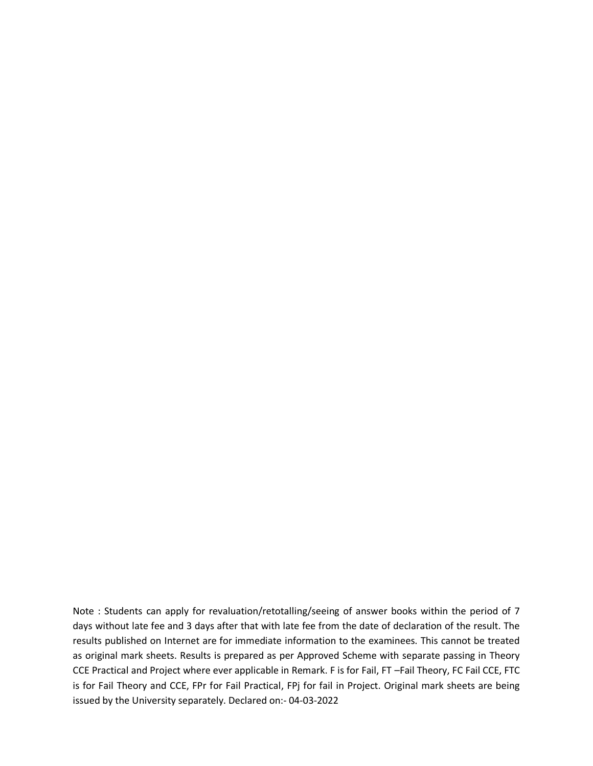Note : Students can apply for revaluation/retotalling/seeing of answer books within the period of 7 days without late fee and 3 days after that with late fee from the date of declaration of the result. The results published on Internet are for immediate information to the examinees. This cannot be treated as original mark sheets. Results is prepared as per Approved Scheme with separate passing in Theory CCE Practical and Project where ever applicable in Remark. F is for Fail, FT –Fail Theory, FC Fail CCE, FTC is for Fail Theory and CCE, FPr for Fail Practical, FPj for fail in Project. Original mark sheets are being issued by the University separately. Declared on:- 04-03-2022